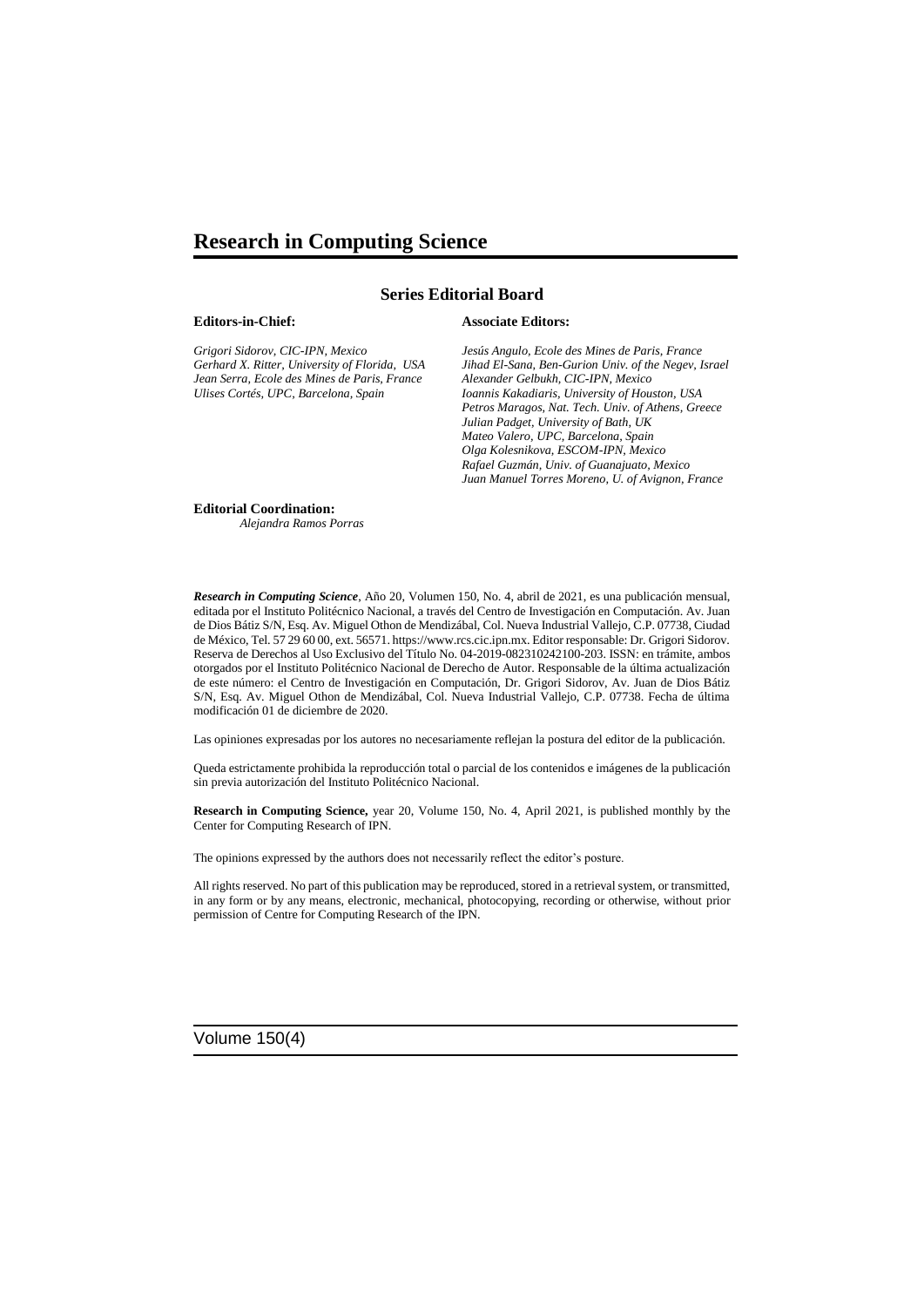# Research in Computing Science

## Series Editorial Board

**Editors-in-Chief:**

*Grigori Sidorov, CIC-IPN, Mexico*
*Gerhard X. Ritter, University of Florida, USA*
*Jean Serra, Ecole des Mines de Paris, France*
*Ulises Cortés, UPC, Barcelona, Spain*

**Associate Editors:**

*Jesús Angulo, Ecole des Mines de Paris, France*
*Jihad El-Sana, Ben-Gurion Univ. of the Negev, Israel*
*Alexander Gelbukh, CIC-IPN, Mexico*
*Ioannis Kakadiaris, University of Houston, USA*
*Petros Maragos, Nat. Tech. Univ. of Athens, Greece*
*Julian Padget, University of Bath, UK*
*Mateo Valero, UPC, Barcelona, Spain*
*Olga Kolesnikova, ESCOM-IPN, Mexico*
*Rafael Guzmán, Univ. of Guanajuato, Mexico*
*Juan Manuel Torres Moreno, U. of Avignon, France*

**Editorial Coordination:**

*Alejandra Ramos Porras*

***Research in Computing Science***, Año 20, Volumen 150, No. 4, abril de 2021, es una publicación mensual, editada por el Instituto Politécnico Nacional, a través del Centro de Investigación en Computación. Av. Juan de Dios Bátiz S/N, Esq. Av. Miguel Othon de Mendizábal, Col. Nueva Industrial Vallejo, C.P. 07738, Ciudad de México, Tel. 57 29 60 00, ext. 56571. https://www.rcs.cic.ipn.mx. Editor responsable: Dr. Grigori Sidorov. Reserva de Derechos al Uso Exclusivo del Título No. 04-2019-082310242100-203. ISSN: en trámite, ambos otorgados por el Instituto Politécnico Nacional de Derecho de Autor. Responsable de la última actualización de este número: el Centro de Investigación en Computación, Dr. Grigori Sidorov, Av. Juan de Dios Bátiz S/N, Esq. Av. Miguel Othon de Mendizábal, Col. Nueva Industrial Vallejo, C.P. 07738. Fecha de última modificación 01 de diciembre de 2020.

Las opiniones expresadas por los autores no necesariamente reflejan la postura del editor de la publicación.

Queda estrictamente prohibida la reproducción total o parcial de los contenidos e imágenes de la publicación sin previa autorización del Instituto Politécnico Nacional.

**Research in Computing Science,** year 20, Volume 150, No. 4, April 2021, is published monthly by the Center for Computing Research of IPN.

The opinions expressed by the authors does not necessarily reflect the editor's posture.

All rights reserved. No part of this publication may be reproduced, stored in a retrieval system, or transmitted, in any form or by any means, electronic, mechanical, photocopying, recording or otherwise, without prior permission of Centre for Computing Research of the IPN.

Volume 150(4)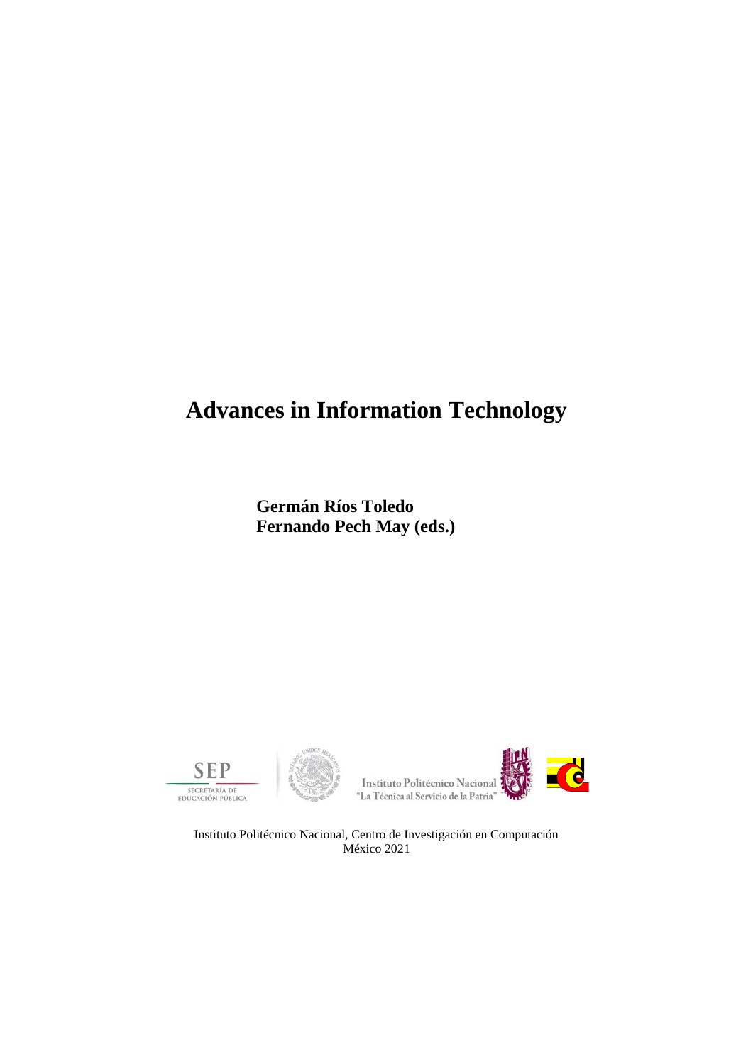# Advances in Information Technology

**Germán Ríos Toledo**
**Fernando Pech May (eds.)**

SEP
SECRETARÍA DE EDUCACIÓN PÚBLICA

Instituto Politécnico Nacional
"La Técnica al Servicio de la Patria"

Instituto Politécnico Nacional, Centro de Investigación en Computación
México 2021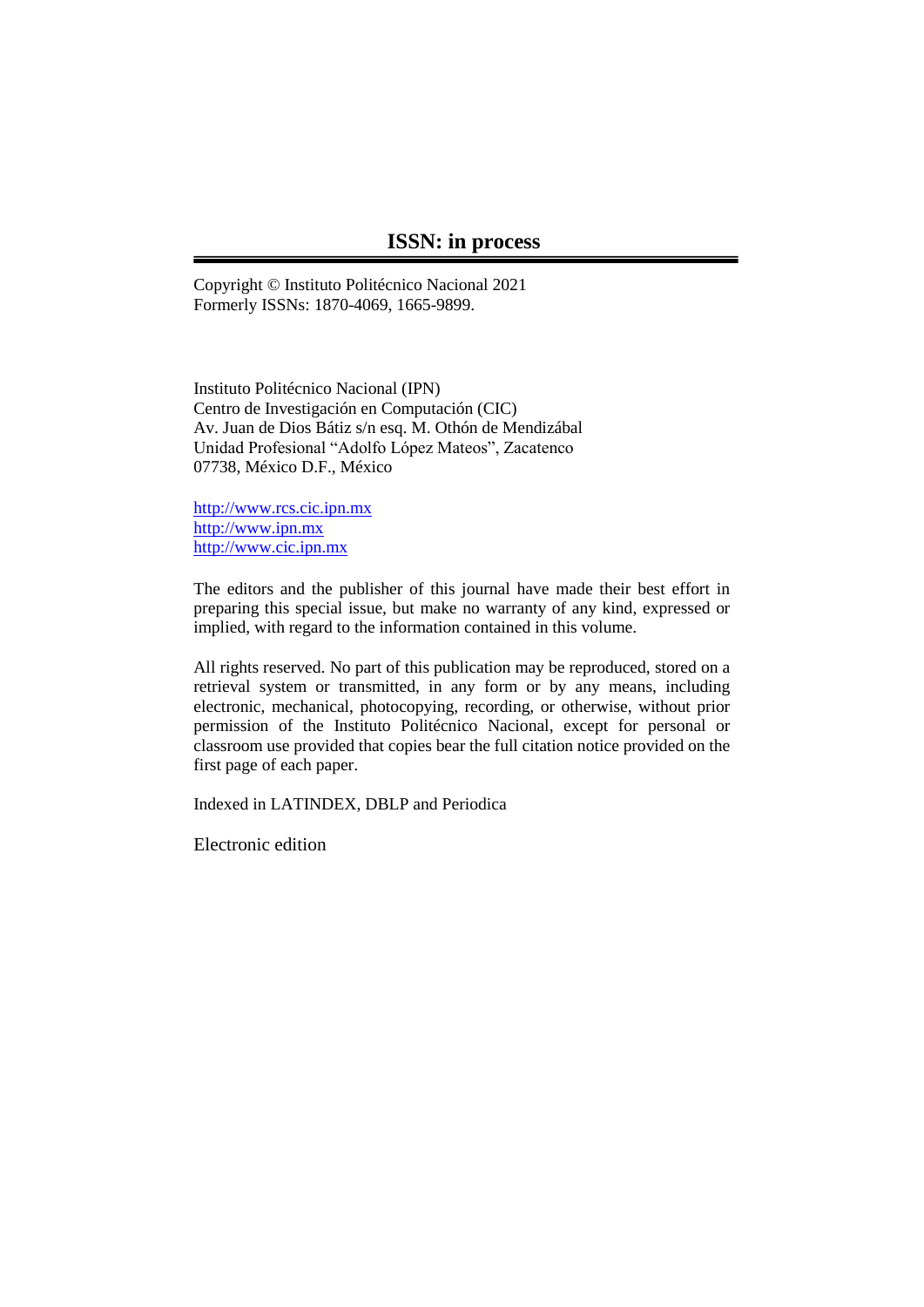# ISSN: in process

---

Copyright © Instituto Politécnico Nacional 2021
Formerly ISSNs: 1870-4069, 1665-9899.

Instituto Politécnico Nacional (IPN)
Centro de Investigación en Computación (CIC)
Av. Juan de Dios Bátiz s/n esq. M. Othón de Mendizábal
Unidad Profesional "Adolfo López Mateos", Zacatenco
07738, México D.F., México

http://www.rcs.cic.ipn.mx
http://www.ipn.mx
http://www.cic.ipn.mx

The editors and the publisher of this journal have made their best effort in preparing this special issue, but make no warranty of any kind, expressed or implied, with regard to the information contained in this volume.

All rights reserved. No part of this publication may be reproduced, stored on a retrieval system or transmitted, in any form or by any means, including electronic, mechanical, photocopying, recording, or otherwise, without prior permission of the Instituto Politécnico Nacional, except for personal or classroom use provided that copies bear the full citation notice provided on the first page of each paper.

Indexed in LATINDEX, DBLP and Periodica

Electronic edition